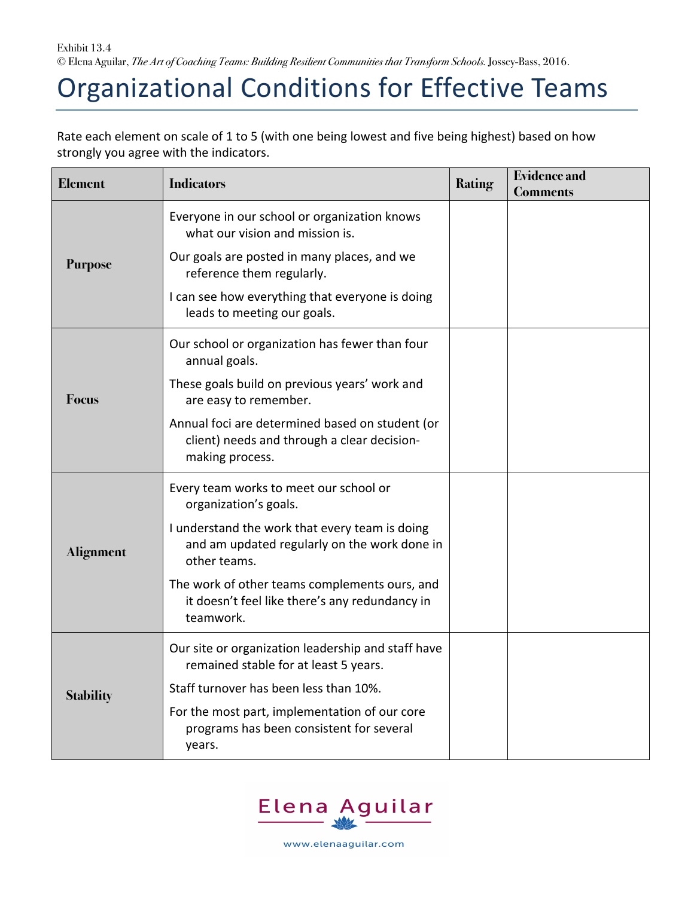Exhibit 13.4

© Elena Aguilar, *The Art of Coaching Teams: Building Resilient Communities that Transform Schools.* Jossey-Bass, 2016.

# Organizational Conditions for Effective Teams

Rate each element on scale of 1 to 5 (with one being lowest and five being highest) based on how strongly you agree with the indicators.

| Element | Indicators | Rating | Evidence and Comments |
|---|---|---|---|
| **Purpose** | Everyone in our school or organization knows what our vision and mission is.<br>Our goals are posted in many places, and we reference them regularly.<br>I can see how everything that everyone is doing leads to meeting our goals. | | |
| **Focus** | Our school or organization has fewer than four annual goals.<br>These goals build on previous years' work and are easy to remember.<br>Annual foci are determined based on student (or client) needs and through a clear decision-making process. | | |
| **Alignment** | Every team works to meet our school or organization's goals.<br>I understand the work that every team is doing and am updated regularly on the work done in other teams.<br>The work of other teams complements ours, and it doesn't feel like there's any redundancy in teamwork. | | |
| **Stability** | Our site or organization leadership and staff have remained stable for at least 5 years.<br>Staff turnover has been less than 10%.<br>For the most part, implementation of our core programs has been consistent for several years. | | |

Elena Aguilar

www.elenaaguilar.com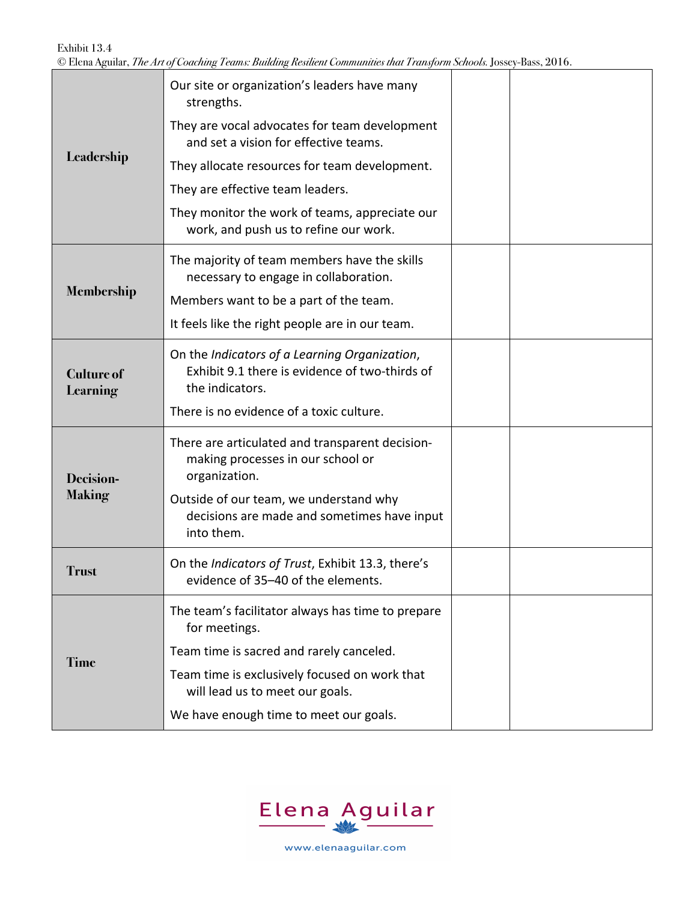Exhibit 13.4
© Elena Aguilar, *The Art of Coaching Teams: Building Resilient Communities that Transform Schools.* Jossey-Bass, 2016.

| | | | |
|---|---|---|---|
| **Leadership** | Our site or organization's leaders have many strengths.<br>They are vocal advocates for team development and set a vision for effective teams.<br>They allocate resources for team development.<br>They are effective team leaders.<br>They monitor the work of teams, appreciate our work, and push us to refine our work. | | |
| **Membership** | The majority of team members have the skills necessary to engage in collaboration.<br>Members want to be a part of the team.<br>It feels like the right people are in our team. | | |
| **Culture of Learning** | On the *Indicators of a Learning Organization*, Exhibit 9.1 there is evidence of two-thirds of the indicators.<br>There is no evidence of a toxic culture. | | |
| **Decision-Making** | There are articulated and transparent decision-making processes in our school or organization.<br>Outside of our team, we understand why decisions are made and sometimes have input into them. | | |
| **Trust** | On the *Indicators of Trust*, Exhibit 13.3, there's evidence of 35–40 of the elements. | | |
| **Time** | The team's facilitator always has time to prepare for meetings.<br>Team time is sacred and rarely canceled.<br>Team time is exclusively focused on work that will lead us to meet our goals.<br>We have enough time to meet our goals. | | |

Elena Aguilar
www.elenaaguilar.com